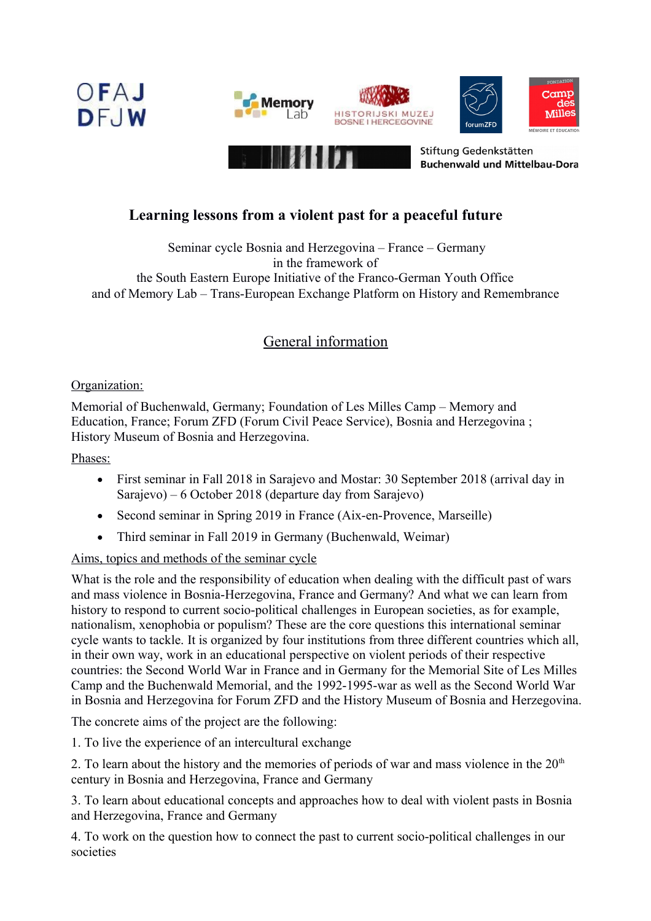# Learning lessons from a violent past for a peaceful future

Seminar cycle Bosnia and Herzegovina – France – Germany
in the framework of
the South Eastern Europe Initiative of the Franco-German Youth Office
and of Memory Lab – Trans-European Exchange Platform on History and Remembrance

## General information

Organization:

Memorial of Buchenwald, Germany; Foundation of Les Milles Camp – Memory and Education, France; Forum ZFD (Forum Civil Peace Service), Bosnia and Herzegovina ; History Museum of Bosnia and Herzegovina.

Phases:

- First seminar in Fall 2018 in Sarajevo and Mostar: 30 September 2018 (arrival day in Sarajevo) – 6 October 2018 (departure day from Sarajevo)
- Second seminar in Spring 2019 in France (Aix-en-Provence, Marseille)
- Third seminar in Fall 2019 in Germany (Buchenwald, Weimar)

Aims, topics and methods of the seminar cycle

What is the role and the responsibility of education when dealing with the difficult past of wars and mass violence in Bosnia-Herzegovina, France and Germany? And what we can learn from history to respond to current socio-political challenges in European societies, as for example, nationalism, xenophobia or populism? These are the core questions this international seminar cycle wants to tackle. It is organized by four institutions from three different countries which all, in their own way, work in an educational perspective on violent periods of their respective countries: the Second World War in France and in Germany for the Memorial Site of Les Milles Camp and the Buchenwald Memorial, and the 1992-1995-war as well as the Second World War in Bosnia and Herzegovina for Forum ZFD and the History Museum of Bosnia and Herzegovina.

The concrete aims of the project are the following:

1. To live the experience of an intercultural exchange

2. To learn about the history and the memories of periods of war and mass violence in the 20th century in Bosnia and Herzegovina, France and Germany

3. To learn about educational concepts and approaches how to deal with violent pasts in Bosnia and Herzegovina, France and Germany

4. To work on the question how to connect the past to current socio-political challenges in our societies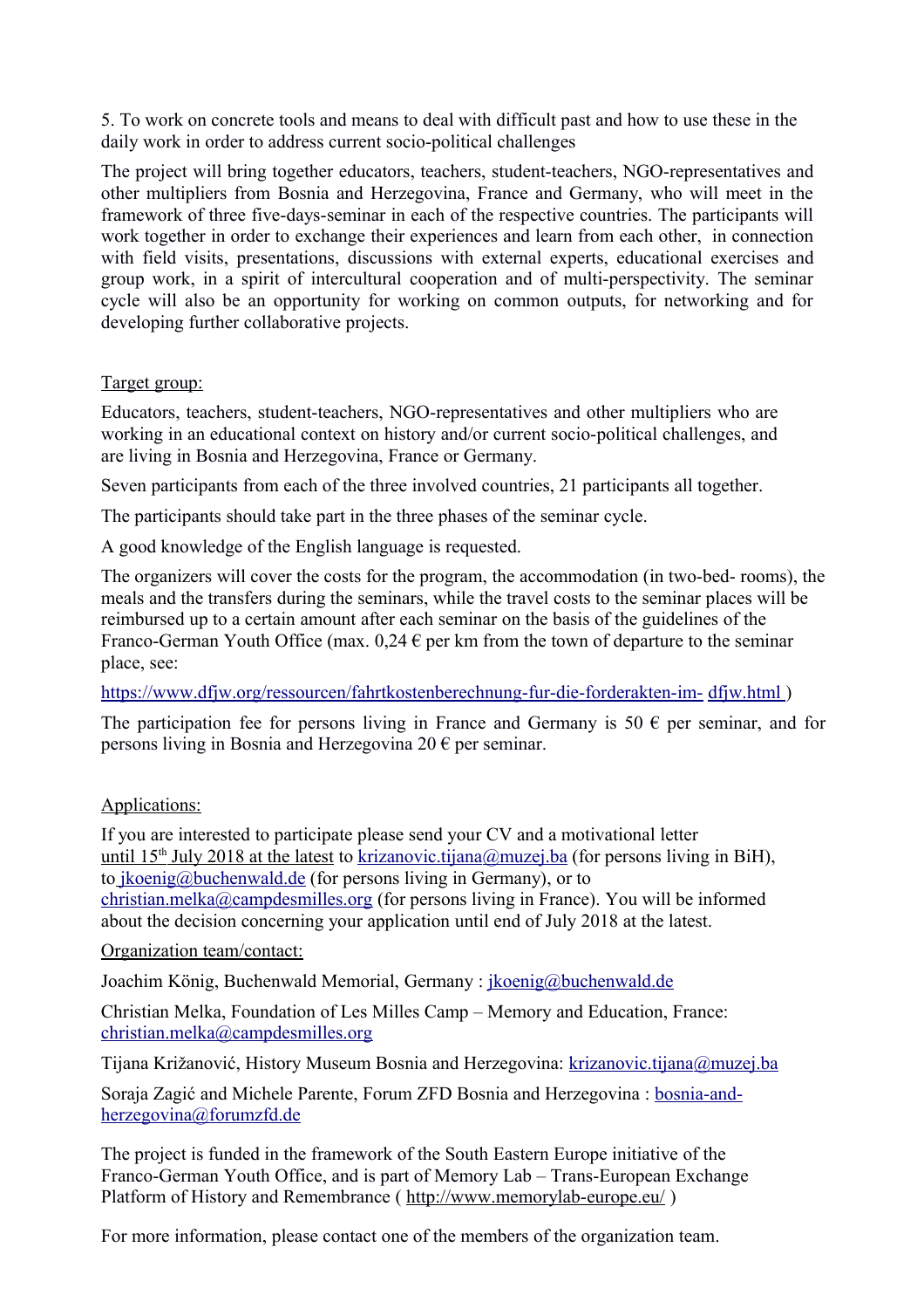5. To work on concrete tools and means to deal with difficult past and how to use these in the daily work in order to address current socio-political challenges

The project will bring together educators, teachers, student-teachers, NGO-representatives and other multipliers from Bosnia and Herzegovina, France and Germany, who will meet in the framework of three five-days-seminar in each of the respective countries. The participants will work together in order to exchange their experiences and learn from each other, in connection with field visits, presentations, discussions with external experts, educational exercises and group work, in a spirit of intercultural cooperation and of multi-perspectivity. The seminar cycle will also be an opportunity for working on common outputs, for networking and for developing further collaborative projects.

Target group:

Educators, teachers, student-teachers, NGO-representatives and other multipliers who are working in an educational context on history and/or current socio-political challenges, and are living in Bosnia and Herzegovina, France or Germany.

Seven participants from each of the three involved countries, 21 participants all together.

The participants should take part in the three phases of the seminar cycle.

A good knowledge of the English language is requested.

The organizers will cover the costs for the program, the accommodation (in two-bed- rooms), the meals and the transfers during the seminars, while the travel costs to the seminar places will be reimbursed up to a certain amount after each seminar on the basis of the guidelines of the Franco-German Youth Office (max. 0,24 € per km from the town of departure to the seminar place, see:

https://www.dfjw.org/ressourcen/fahrtkostenberechnung-fur-die-forderakten-im- dfjw.html )

The participation fee for persons living in France and Germany is 50 € per seminar, and for persons living in Bosnia and Herzegovina 20 € per seminar.

Applications:

If you are interested to participate please send your CV and a motivational letter until 15th July 2018 at the latest to krizanovic.tijana@muzej.ba (for persons living in BiH), to jkoenig@buchenwald.de (for persons living in Germany), or to christian.melka@campdesmilles.org (for persons living in France). You will be informed about the decision concerning your application until end of July 2018 at the latest.

Organization team/contact:

Joachim König, Buchenwald Memorial, Germany : jkoenig@buchenwald.de

Christian Melka, Foundation of Les Milles Camp – Memory and Education, France: christian.melka@campdesmilles.org

Tijana Križanović, History Museum Bosnia and Herzegovina: krizanovic.tijana@muzej.ba

Soraja Zagić and Michele Parente, Forum ZFD Bosnia and Herzegovina : bosnia-and-herzegovina@forumzfd.de

The project is funded in the framework of the South Eastern Europe initiative of the Franco-German Youth Office, and is part of Memory Lab – Trans-European Exchange Platform of History and Remembrance ( http://www.memorylab-europe.eu/ )

For more information, please contact one of the members of the organization team.